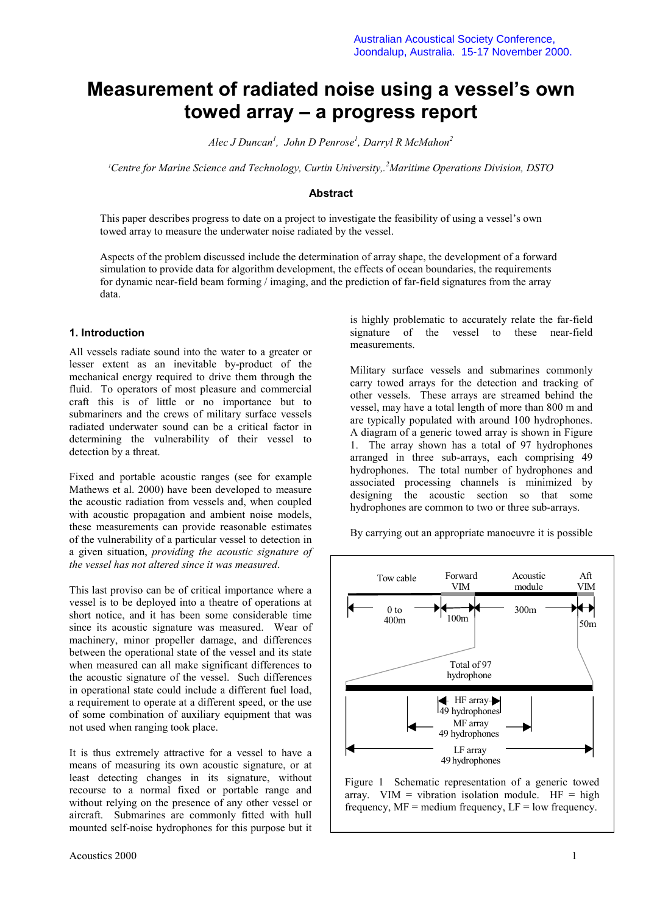Australian Acoustical Society Conference, Joondalup, Australia. 15-17 November 2000.

# Measurement of radiated noise using a vessel's own towed array – a progress report

*Alec J Duncan[1], John D Penrose[1], Darryl R McMahon[2]*

*[1]Centre for Marine Science and Technology, Curtin University, [2]Maritime Operations Division, DSTO*

### Abstract

This paper describes progress to date on a project to investigate the feasibility of using a vessel's own towed array to measure the underwater noise radiated by the vessel.

Aspects of the problem discussed include the determination of array shape, the development of a forward simulation to provide data for algorithm development, the effects of ocean boundaries, the requirements for dynamic near-field beam forming / imaging, and the prediction of far-field signatures from the array data.

## 1. Introduction

All vessels radiate sound into the water to a greater or lesser extent as an inevitable by-product of the mechanical energy required to drive them through the fluid. To operators of most pleasure and commercial craft this is of little or no importance but to submariners and the crews of military surface vessels radiated underwater sound can be a critical factor in determining the vulnerability of their vessel to detection by a threat.

Fixed and portable acoustic ranges (see for example Mathews et al. 2000) have been developed to measure the acoustic radiation from vessels and, when coupled with acoustic propagation and ambient noise models, these measurements can provide reasonable estimates of the vulnerability of a particular vessel to detection in a given situation, *providing the acoustic signature of the vessel has not altered since it was measured*.

This last proviso can be of critical importance where a vessel is to be deployed into a theatre of operations at short notice, and it has been some considerable time since its acoustic signature was measured. Wear of machinery, minor propeller damage, and differences between the operational state of the vessel and its state when measured can all make significant differences to the acoustic signature of the vessel. Such differences in operational state could include a different fuel load, a requirement to operate at a different speed, or the use of some combination of auxiliary equipment that was not used when ranging took place.

It is thus extremely attractive for a vessel to have a means of measuring its own acoustic signature, or at least detecting changes in its signature, without recourse to a normal fixed or portable range and without relying on the presence of any other vessel or aircraft. Submarines are commonly fitted with hull mounted self-noise hydrophones for this purpose but it is highly problematic to accurately relate the far-field signature of the vessel to these near-field measurements.

Military surface vessels and submarines commonly carry towed arrays for the detection and tracking of other vessels. These arrays are streamed behind the vessel, may have a total length of more than 800 m and are typically populated with around 100 hydrophones. A diagram of a generic towed array is shown in Figure 1. The array shown has a total of 97 hydrophones arranged in three sub-arrays, each comprising 49 hydrophones. The total number of hydrophones and associated processing channels is minimized by designing the acoustic section so that some hydrophones are common to two or three sub-arrays.

By carrying out an appropriate manoeuvre it is possible

Tow cable | Forward VIM | Acoustic module | Aft VIM

0 to 400m | 100m | 300m | 50m

Total of 97 hydrophone

HF array 49 hydrophones

MF array 49 hydrophones

LF array 49 hydrophones

Figure 1 Schematic representation of a generic towed array. VIM = vibration isolation module. HF = high frequency, MF = medium frequency, LF = low frequency.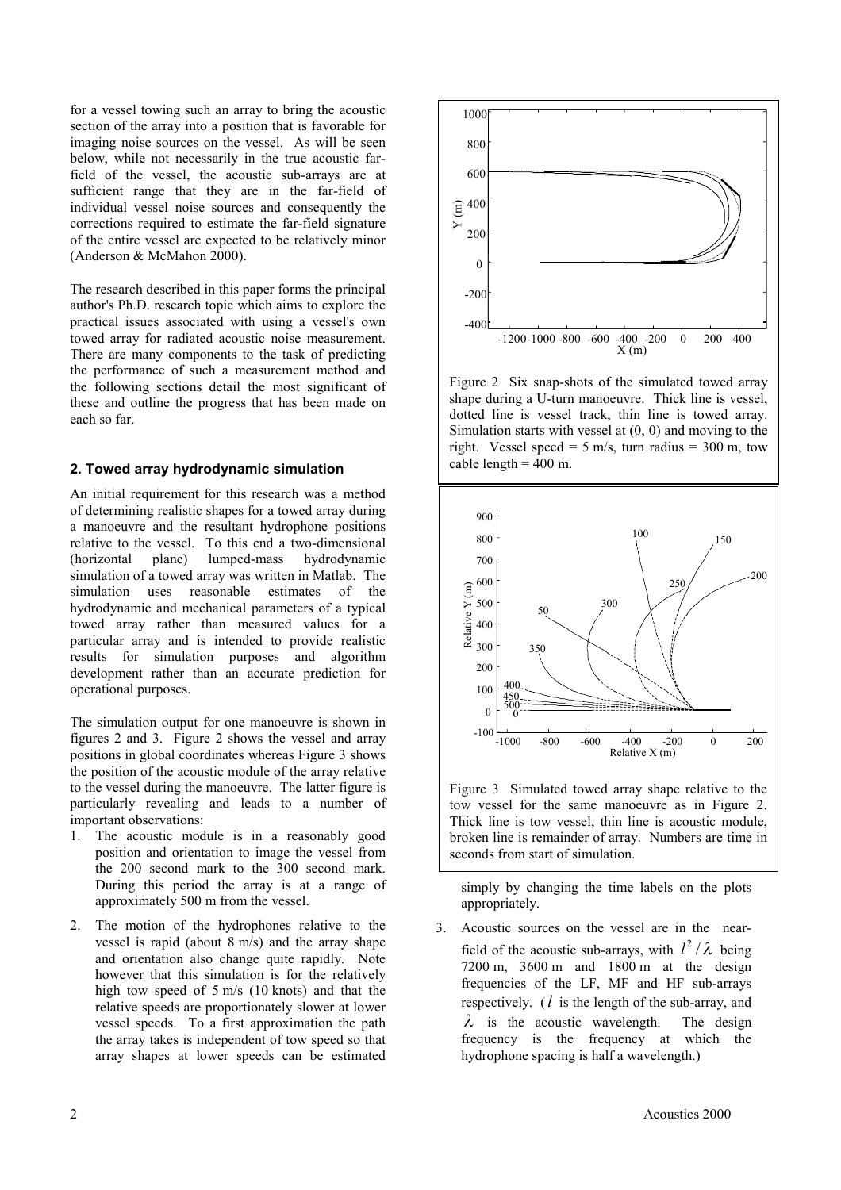for a vessel towing such an array to bring the acoustic section of the array into a position that is favorable for imaging noise sources on the vessel. As will be seen below, while not necessarily in the true acoustic far-field of the vessel, the acoustic sub-arrays are at sufficient range that they are in the far-field of individual vessel noise sources and consequently the corrections required to estimate the far-field signature of the entire vessel are expected to be relatively minor (Anderson & McMahon 2000).

The research described in this paper forms the principal author's Ph.D. research topic which aims to explore the practical issues associated with using a vessel's own towed array for radiated acoustic noise measurement. There are many components to the task of predicting the performance of such a measurement method and the following sections detail the most significant of these and outline the progress that has been made on each so far.

## 2. Towed array hydrodynamic simulation

An initial requirement for this research was a method of determining realistic shapes for a towed array during a manoeuvre and the resultant hydrophone positions relative to the vessel. To this end a two-dimensional (horizontal plane) lumped-mass hydrodynamic simulation of a towed array was written in Matlab. The simulation uses reasonable estimates of the hydrodynamic and mechanical parameters of a typical towed array rather than measured values for a particular array and is intended to provide realistic results for simulation purposes and algorithm development rather than an accurate prediction for operational purposes.

The simulation output for one manoeuvre is shown in figures 2 and 3. Figure 2 shows the vessel and array positions in global coordinates whereas Figure 3 shows the position of the acoustic module of the array relative to the vessel during the manoeuvre. The latter figure is particularly revealing and leads to a number of important observations:

1. The acoustic module is in a reasonably good position and orientation to image the vessel from the 200 second mark to the 300 second mark. During this period the array is at a range of approximately 500 m from the vessel.
2. The motion of the hydrophones relative to the vessel is rapid (about 8 m/s) and the array shape and orientation also change quite rapidly. Note however that this simulation is for the relatively high tow speed of 5 m/s (10 knots) and that the relative speeds are proportionately slower at lower vessel speeds. To a first approximation the path the array takes is independent of tow speed so that array shapes at lower speeds can be estimated simply by changing the time labels on the plots appropriately.
3. Acoustic sources on the vessel are in the near-field of the acoustic sub-arrays, with $l^2/\lambda$ being 7200 m, 3600 m and 1800 m at the design frequencies of the LF, MF and HF sub-arrays respectively. ($l$ is the length of the sub-array, and $\lambda$ is the acoustic wavelength. The design frequency is the frequency at which the hydrophone spacing is half a wavelength.)

Figure 2 Six snap-shots of the simulated towed array shape during a U-turn manoeuvre. Thick line is vessel, dotted line is vessel track, thin line is towed array. Simulation starts with vessel at (0, 0) and moving to the right. Vessel speed = 5 m/s, turn radius = 300 m, tow cable length = 400 m.

Figure 3 Simulated towed array shape relative to the tow vessel for the same manoeuvre as in Figure 2. Thick line is tow vessel, thin line is acoustic module, broken line is remainder of array. Numbers are time in seconds from start of simulation.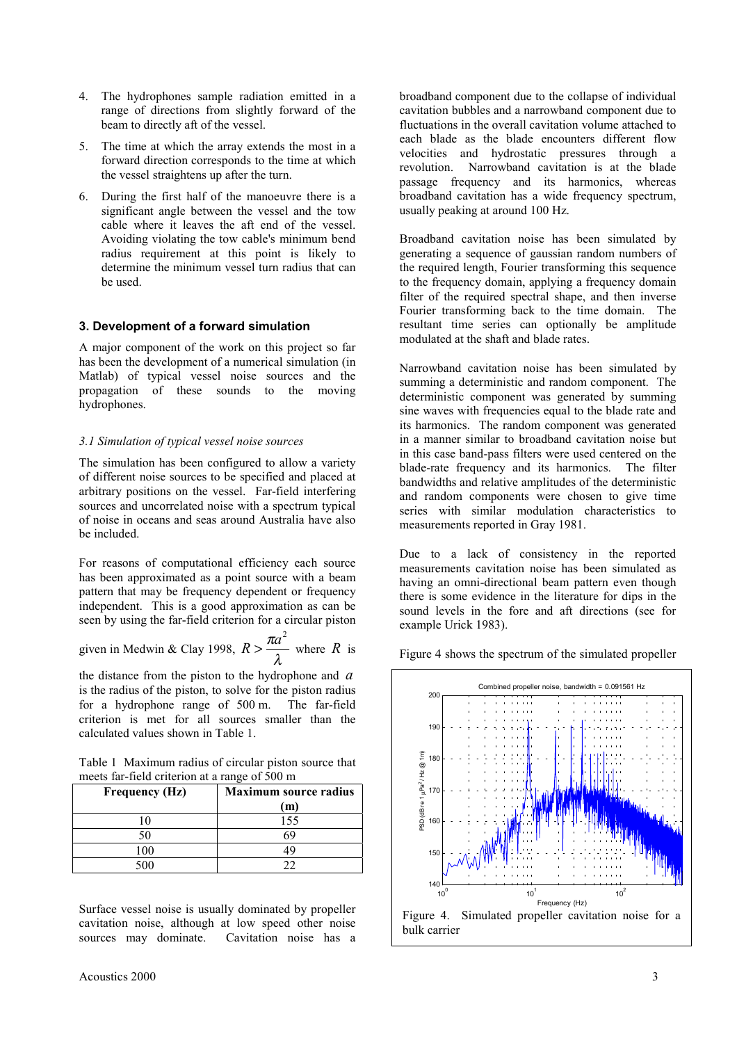4. The hydrophones sample radiation emitted in a range of directions from slightly forward of the beam to directly aft of the vessel.

5. The time at which the array extends the most in a forward direction corresponds to the time at which the vessel straightens up after the turn.

6. During the first half of the manoeuvre there is a significant angle between the vessel and the tow cable where it leaves the aft end of the vessel. Avoiding violating the tow cable's minimum bend radius requirement at this point is likely to determine the minimum vessel turn radius that can be used.

## 3. Development of a forward simulation

A major component of the work on this project so far has been the development of a numerical simulation (in Matlab) of typical vessel noise sources and the propagation of these sounds to the moving hydrophones.

### *3.1 Simulation of typical vessel noise sources*

The simulation has been configured to allow a variety of different noise sources to be specified and placed at arbitrary positions on the vessel. Far-field interfering sources and uncorrelated noise with a spectrum typical of noise in oceans and seas around Australia have also be included.

For reasons of computational efficiency each source has been approximated as a point source with a beam pattern that may be frequency dependent or frequency independent. This is a good approximation as can be seen by using the far-field criterion for a circular piston given in Medwin & Clay 1998, $R > \dfrac{\pi a^2}{\lambda}$ where $R$ is the distance from the piston to the hydrophone and $a$ is the radius of the piston, to solve for the piston radius for a hydrophone range of 500 m. The far-field criterion is met for all sources smaller than the calculated values shown in Table 1.

Table 1 Maximum radius of circular piston source that meets far-field criterion at a range of 500 m

| Frequency (Hz) | Maximum source radius (m) |
|---|---|
| 10 | 155 |
| 50 | 69 |
| 100 | 49 |
| 500 | 22 |

Surface vessel noise is usually dominated by propeller cavitation noise, although at low speed other noise sources may dominate. Cavitation noise has a broadband component due to the collapse of individual cavitation bubbles and a narrowband component due to fluctuations in the overall cavitation volume attached to each blade as the blade encounters different flow velocities and hydrostatic pressures through a revolution. Narrowband cavitation is at the blade passage frequency and its harmonics, whereas broadband cavitation has a wide frequency spectrum, usually peaking at around 100 Hz.

Broadband cavitation noise has been simulated by generating a sequence of gaussian random numbers of the required length, Fourier transforming this sequence to the frequency domain, applying a frequency domain filter of the required spectral shape, and then inverse Fourier transforming back to the time domain. The resultant time series can optionally be amplitude modulated at the shaft and blade rates.

Narrowband cavitation noise has been simulated by summing a deterministic and random component. The deterministic component was generated by summing sine waves with frequencies equal to the blade rate and its harmonics. The random component was generated in a manner similar to broadband cavitation noise but in this case band-pass filters were used centered on the blade-rate frequency and its harmonics. The filter bandwidths and relative amplitudes of the deterministic and random components were chosen to give time series with similar modulation characteristics to measurements reported in Gray 1981.

Due to a lack of consistency in the reported measurements cavitation noise has been simulated as having an omni-directional beam pattern even though there is some evidence in the literature for dips in the sound levels in the fore and aft directions (see for example Urick 1983).

Figure 4 shows the spectrum of the simulated propeller

Figure 4. Simulated propeller cavitation noise for a bulk carrier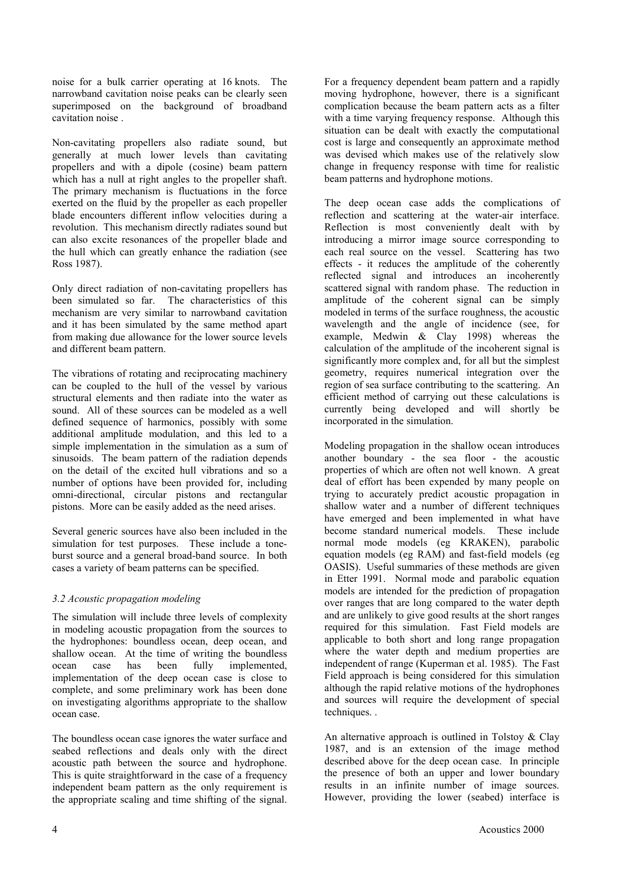noise for a bulk carrier operating at 16 knots. The narrowband cavitation noise peaks can be clearly seen superimposed on the background of broadband cavitation noise .

Non-cavitating propellers also radiate sound, but generally at much lower levels than cavitating propellers and with a dipole (cosine) beam pattern which has a null at right angles to the propeller shaft. The primary mechanism is fluctuations in the force exerted on the fluid by the propeller as each propeller blade encounters different inflow velocities during a revolution. This mechanism directly radiates sound but can also excite resonances of the propeller blade and the hull which can greatly enhance the radiation (see Ross 1987).

Only direct radiation of non-cavitating propellers has been simulated so far. The characteristics of this mechanism are very similar to narrowband cavitation and it has been simulated by the same method apart from making due allowance for the lower source levels and different beam pattern.

The vibrations of rotating and reciprocating machinery can be coupled to the hull of the vessel by various structural elements and then radiate into the water as sound. All of these sources can be modeled as a well defined sequence of harmonics, possibly with some additional amplitude modulation, and this led to a simple implementation in the simulation as a sum of sinusoids. The beam pattern of the radiation depends on the detail of the excited hull vibrations and so a number of options have been provided for, including omni-directional, circular pistons and rectangular pistons. More can be easily added as the need arises.

Several generic sources have also been included in the simulation for test purposes. These include a tone-burst source and a general broad-band source. In both cases a variety of beam patterns can be specified.

### *3.2 Acoustic propagation modeling*

The simulation will include three levels of complexity in modeling acoustic propagation from the sources to the hydrophones: boundless ocean, deep ocean, and shallow ocean. At the time of writing the boundless ocean case has been fully implemented, implementation of the deep ocean case is close to complete, and some preliminary work has been done on investigating algorithms appropriate to the shallow ocean case.

The boundless ocean case ignores the water surface and seabed reflections and deals only with the direct acoustic path between the source and hydrophone. This is quite straightforward in the case of a frequency independent beam pattern as the only requirement is the appropriate scaling and time shifting of the signal.

For a frequency dependent beam pattern and a rapidly moving hydrophone, however, there is a significant complication because the beam pattern acts as a filter with a time varying frequency response. Although this situation can be dealt with exactly the computational cost is large and consequently an approximate method was devised which makes use of the relatively slow change in frequency response with time for realistic beam patterns and hydrophone motions.

The deep ocean case adds the complications of reflection and scattering at the water-air interface. Reflection is most conveniently dealt with by introducing a mirror image source corresponding to each real source on the vessel. Scattering has two effects - it reduces the amplitude of the coherently reflected signal and introduces an incoherently scattered signal with random phase. The reduction in amplitude of the coherent signal can be simply modeled in terms of the surface roughness, the acoustic wavelength and the angle of incidence (see, for example, Medwin & Clay 1998) whereas the calculation of the amplitude of the incoherent signal is significantly more complex and, for all but the simplest geometry, requires numerical integration over the region of sea surface contributing to the scattering. An efficient method of carrying out these calculations is currently being developed and will shortly be incorporated in the simulation.

Modeling propagation in the shallow ocean introduces another boundary - the sea floor - the acoustic properties of which are often not well known. A great deal of effort has been expended by many people on trying to accurately predict acoustic propagation in shallow water and a number of different techniques have emerged and been implemented in what have become standard numerical models. These include normal mode models (eg KRAKEN), parabolic equation models (eg RAM) and fast-field models (eg OASIS). Useful summaries of these methods are given in Etter 1991. Normal mode and parabolic equation models are intended for the prediction of propagation over ranges that are long compared to the water depth and are unlikely to give good results at the short ranges required for this simulation. Fast Field models are applicable to both short and long range propagation where the water depth and medium properties are independent of range (Kuperman et al. 1985). The Fast Field approach is being considered for this simulation although the rapid relative motions of the hydrophones and sources will require the development of special techniques. .

An alternative approach is outlined in Tolstoy & Clay 1987, and is an extension of the image method described above for the deep ocean case. In principle the presence of both an upper and lower boundary results in an infinite number of image sources. However, providing the lower (seabed) interface is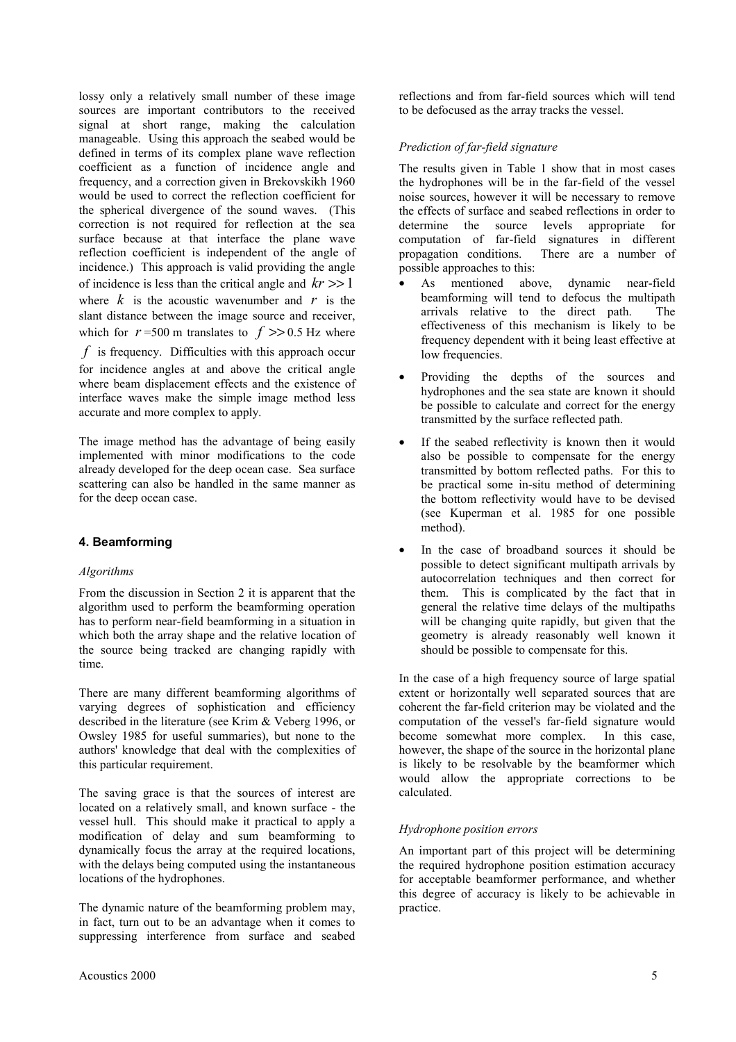lossy only a relatively small number of these image sources are important contributors to the received signal at short range, making the calculation manageable. Using this approach the seabed would be defined in terms of its complex plane wave reflection coefficient as a function of incidence angle and frequency, and a correction given in Brekovskikh 1960 would be used to correct the reflection coefficient for the spherical divergence of the sound waves. (This correction is not required for reflection at the sea surface because at that interface the plane wave reflection coefficient is independent of the angle of incidence.) This approach is valid providing the angle of incidence is less than the critical angle and $kr >> 1$ where $k$ is the acoustic wavenumber and $r$ is the slant distance between the image source and receiver, which for $r$ =500 m translates to $f >> 0.5$ Hz where $f$ is frequency. Difficulties with this approach occur for incidence angles at and above the critical angle where beam displacement effects and the existence of interface waves make the simple image method less accurate and more complex to apply.

The image method has the advantage of being easily implemented with minor modifications to the code already developed for the deep ocean case. Sea surface scattering can also be handled in the same manner as for the deep ocean case.

## 4. Beamforming

*Algorithms*

From the discussion in Section 2 it is apparent that the algorithm used to perform the beamforming operation has to perform near-field beamforming in a situation in which both the array shape and the relative location of the source being tracked are changing rapidly with time.

There are many different beamforming algorithms of varying degrees of sophistication and efficiency described in the literature (see Krim & Veberg 1996, or Owsley 1985 for useful summaries), but none to the authors' knowledge that deal with the complexities of this particular requirement.

The saving grace is that the sources of interest are located on a relatively small, and known surface - the vessel hull. This should make it practical to apply a modification of delay and sum beamforming to dynamically focus the array at the required locations, with the delays being computed using the instantaneous locations of the hydrophones.

The dynamic nature of the beamforming problem may, in fact, turn out to be an advantage when it comes to suppressing interference from surface and seabed reflections and from far-field sources which will tend to be defocused as the array tracks the vessel.

*Prediction of far-field signature*

The results given in Table 1 show that in most cases the hydrophones will be in the far-field of the vessel noise sources, however it will be necessary to remove the effects of surface and seabed reflections in order to determine the source levels appropriate for computation of far-field signatures in different propagation conditions. There are a number of possible approaches to this:

- As mentioned above, dynamic near-field beamforming will tend to defocus the multipath arrivals relative to the direct path. The effectiveness of this mechanism is likely to be frequency dependent with it being least effective at low frequencies.
- Providing the depths of the sources and hydrophones and the sea state are known it should be possible to calculate and correct for the energy transmitted by the surface reflected path.
- If the seabed reflectivity is known then it would also be possible to compensate for the energy transmitted by bottom reflected paths. For this to be practical some in-situ method of determining the bottom reflectivity would have to be devised (see Kuperman et al. 1985 for one possible method).
- In the case of broadband sources it should be possible to detect significant multipath arrivals by autocorrelation techniques and then correct for them. This is complicated by the fact that in general the relative time delays of the multipaths will be changing quite rapidly, but given that the geometry is already reasonably well known it should be possible to compensate for this.

In the case of a high frequency source of large spatial extent or horizontally well separated sources that are coherent the far-field criterion may be violated and the computation of the vessel's far-field signature would become somewhat more complex. In this case, however, the shape of the source in the horizontal plane is likely to be resolvable by the beamformer which would allow the appropriate corrections to be calculated.

*Hydrophone position errors*

An important part of this project will be determining the required hydrophone position estimation accuracy for acceptable beamformer performance, and whether this degree of accuracy is likely to be achievable in practice.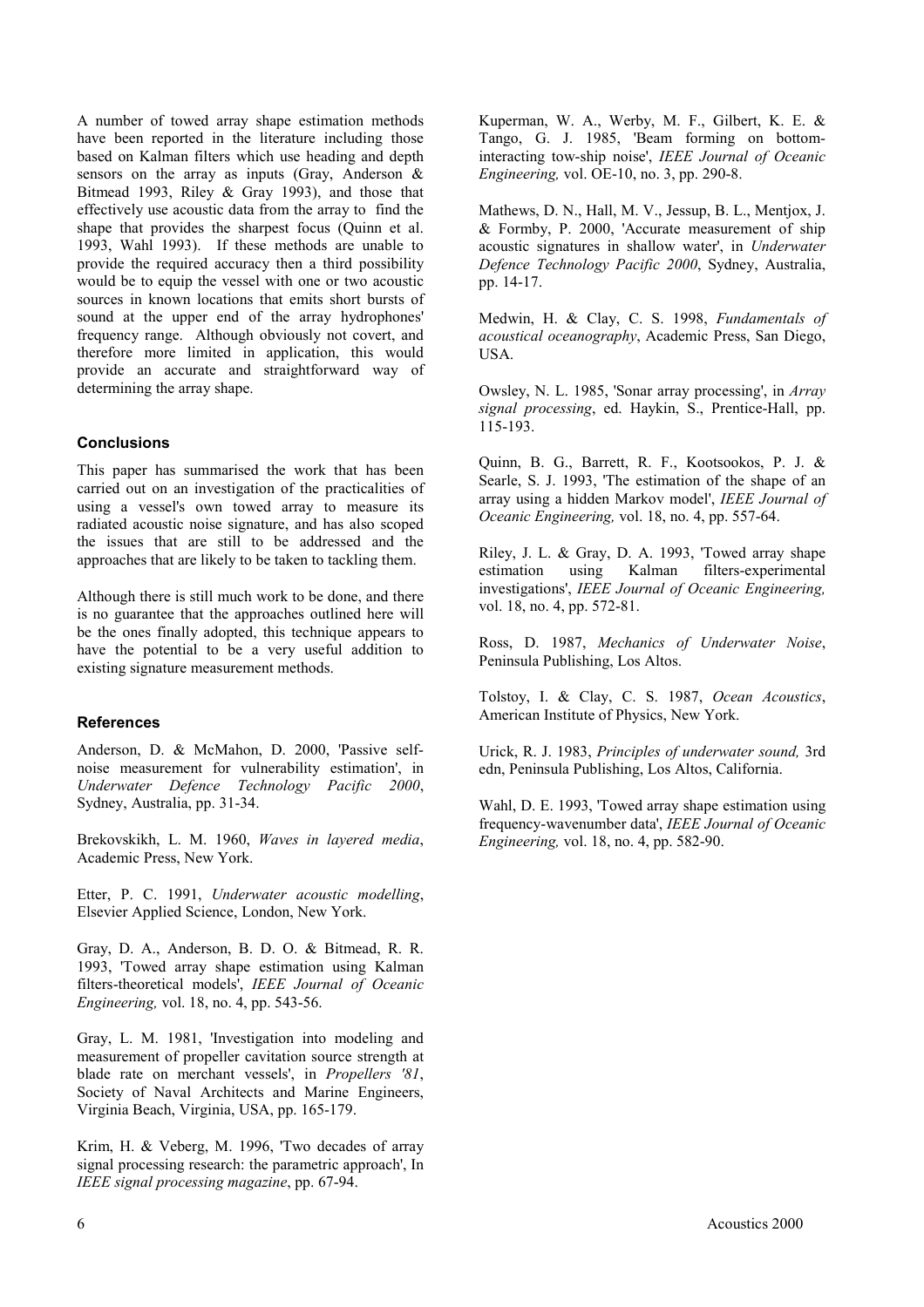A number of towed array shape estimation methods have been reported in the literature including those based on Kalman filters which use heading and depth sensors on the array as inputs (Gray, Anderson & Bitmead 1993, Riley & Gray 1993), and those that effectively use acoustic data from the array to find the shape that provides the sharpest focus (Quinn et al. 1993, Wahl 1993). If these methods are unable to provide the required accuracy then a third possibility would be to equip the vessel with one or two acoustic sources in known locations that emits short bursts of sound at the upper end of the array hydrophones' frequency range. Although obviously not covert, and therefore more limited in application, this would provide an accurate and straightforward way of determining the array shape.

### Conclusions

This paper has summarised the work that has been carried out on an investigation of the practicalities of using a vessel's own towed array to measure its radiated acoustic noise signature, and has also scoped the issues that are still to be addressed and the approaches that are likely to be taken to tackling them.

Although there is still much work to be done, and there is no guarantee that the approaches outlined here will be the ones finally adopted, this technique appears to have the potential to be a very useful addition to existing signature measurement methods.

### References

Anderson, D. & McMahon, D. 2000, 'Passive self-noise measurement for vulnerability estimation', in *Underwater Defence Technology Pacific 2000*, Sydney, Australia, pp. 31-34.

Brekovskikh, L. M. 1960, *Waves in layered media*, Academic Press, New York.

Etter, P. C. 1991, *Underwater acoustic modelling*, Elsevier Applied Science, London, New York.

Gray, D. A., Anderson, B. D. O. & Bitmead, R. R. 1993, 'Towed array shape estimation using Kalman filters-theoretical models', *IEEE Journal of Oceanic Engineering,* vol. 18, no. 4, pp. 543-56.

Gray, L. M. 1981, 'Investigation into modeling and measurement of propeller cavitation source strength at blade rate on merchant vessels', in *Propellers '81*, Society of Naval Architects and Marine Engineers, Virginia Beach, Virginia, USA, pp. 165-179.

Krim, H. & Veberg, M. 1996, 'Two decades of array signal processing research: the parametric approach', In *IEEE signal processing magazine*, pp. 67-94.

Kuperman, W. A., Werby, M. F., Gilbert, K. E. & Tango, G. J. 1985, 'Beam forming on bottom-interacting tow-ship noise', *IEEE Journal of Oceanic Engineering,* vol. OE-10, no. 3, pp. 290-8.

Mathews, D. N., Hall, M. V., Jessup, B. L., Mentjox, J. & Formby, P. 2000, 'Accurate measurement of ship acoustic signatures in shallow water', in *Underwater Defence Technology Pacific 2000*, Sydney, Australia, pp. 14-17.

Medwin, H. & Clay, C. S. 1998, *Fundamentals of acoustical oceanography*, Academic Press, San Diego, USA.

Owsley, N. L. 1985, 'Sonar array processing', in *Array signal processing*, ed. Haykin, S., Prentice-Hall, pp. 115-193.

Quinn, B. G., Barrett, R. F., Kootsookos, P. J. & Searle, S. J. 1993, 'The estimation of the shape of an array using a hidden Markov model', *IEEE Journal of Oceanic Engineering,* vol. 18, no. 4, pp. 557-64.

Riley, J. L. & Gray, D. A. 1993, 'Towed array shape estimation using Kalman filters-experimental investigations', *IEEE Journal of Oceanic Engineering,* vol. 18, no. 4, pp. 572-81.

Ross, D. 1987, *Mechanics of Underwater Noise*, Peninsula Publishing, Los Altos.

Tolstoy, I. & Clay, C. S. 1987, *Ocean Acoustics*, American Institute of Physics, New York.

Urick, R. J. 1983, *Principles of underwater sound,* 3rd edn, Peninsula Publishing, Los Altos, California.

Wahl, D. E. 1993, 'Towed array shape estimation using frequency-wavenumber data', *IEEE Journal of Oceanic Engineering,* vol. 18, no. 4, pp. 582-90.